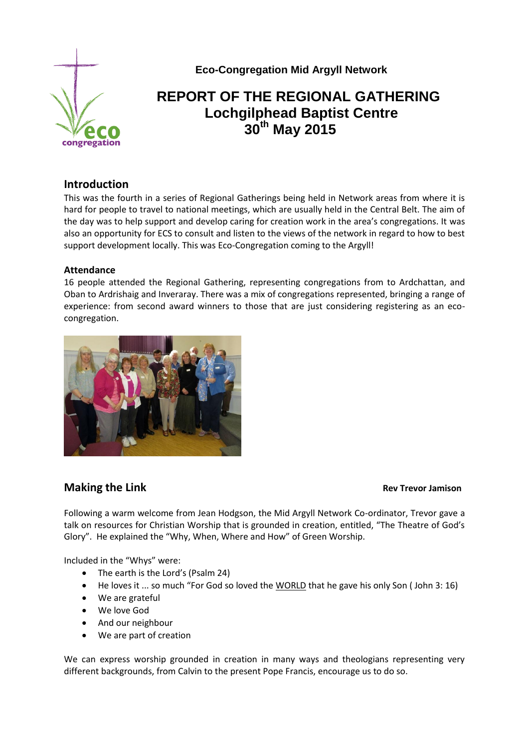**Eco-Congregation Mid Argyll Network**

# REPORT OF THE REGIONAL GATHERING
# Lochgilphead Baptist Centre
# 30th May 2015

## Introduction

This was the fourth in a series of Regional Gatherings being held in Network areas from where it is hard for people to travel to national meetings, which are usually held in the Central Belt. The aim of the day was to help support and develop caring for creation work in the area's congregations. It was also an opportunity for ECS to consult and listen to the views of the network in regard to how to best support development locally. This was Eco-Congregation coming to the Argyll!

### Attendance

16 people attended the Regional Gathering, representing congregations from to Ardchattan, and Oban to Ardrishaig and Inveraray. There was a mix of congregations represented, bringing a range of experience: from second award winners to those that are just considering registering as an eco-congregation.

## Making the Link

**Rev Trevor Jamison**

Following a warm welcome from Jean Hodgson, the Mid Argyll Network Co-ordinator, Trevor gave a talk on resources for Christian Worship that is grounded in creation, entitled, "The Theatre of God's Glory". He explained the "Why, When, Where and How" of Green Worship.

Included in the "Whys" were:

- The earth is the Lord's (Psalm 24)
- He loves it ... so much "For God so loved the WORLD that he gave his only Son ( John 3: 16)
- We are grateful
- We love God
- And our neighbour
- We are part of creation

We can express worship grounded in creation in many ways and theologians representing very different backgrounds, from Calvin to the present Pope Francis, encourage us to do so.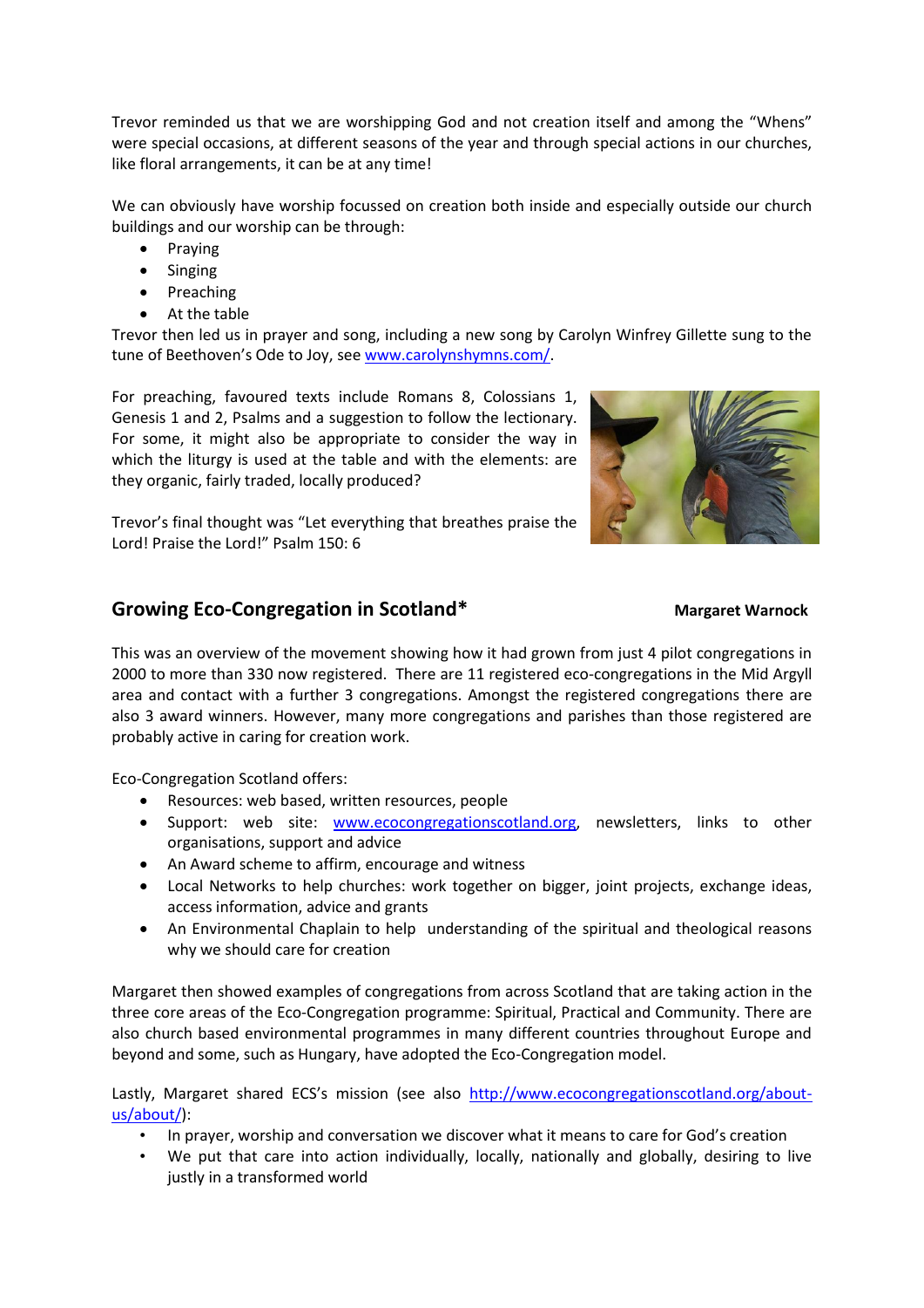Trevor reminded us that we are worshipping God and not creation itself and among the "Whens" were special occasions, at different seasons of the year and through special actions in our churches, like floral arrangements, it can be at any time!

We can obviously have worship focussed on creation both inside and especially outside our church buildings and our worship can be through:

- Praying
- Singing
- Preaching
- At the table

Trevor then led us in prayer and song, including a new song by Carolyn Winfrey Gillette sung to the tune of Beethoven's Ode to Joy, see www.carolynshymns.com/.

For preaching, favoured texts include Romans 8, Colossians 1, Genesis 1 and 2, Psalms and a suggestion to follow the lectionary. For some, it might also be appropriate to consider the way in which the liturgy is used at the table and with the elements: are they organic, fairly traded, locally produced?

Trevor's final thought was "Let everything that breathes praise the Lord! Praise the Lord!" Psalm 150: 6

## Growing Eco-Congregation in Scotland*

**Margaret Warnock**

This was an overview of the movement showing how it had grown from just 4 pilot congregations in 2000 to more than 330 now registered. There are 11 registered eco-congregations in the Mid Argyll area and contact with a further 3 congregations. Amongst the registered congregations there are also 3 award winners. However, many more congregations and parishes than those registered are probably active in caring for creation work.

Eco-Congregation Scotland offers:

- Resources: web based, written resources, people
- Support: web site: www.ecocongregationscotland.org, newsletters, links to other organisations, support and advice
- An Award scheme to affirm, encourage and witness
- Local Networks to help churches: work together on bigger, joint projects, exchange ideas, access information, advice and grants
- An Environmental Chaplain to help understanding of the spiritual and theological reasons why we should care for creation

Margaret then showed examples of congregations from across Scotland that are taking action in the three core areas of the Eco-Congregation programme: Spiritual, Practical and Community. There are also church based environmental programmes in many different countries throughout Europe and beyond and some, such as Hungary, have adopted the Eco-Congregation model.

Lastly, Margaret shared ECS's mission (see also http://www.ecocongregationscotland.org/about-us/about/):

- In prayer, worship and conversation we discover what it means to care for God's creation
- We put that care into action individually, locally, nationally and globally, desiring to live justly in a transformed world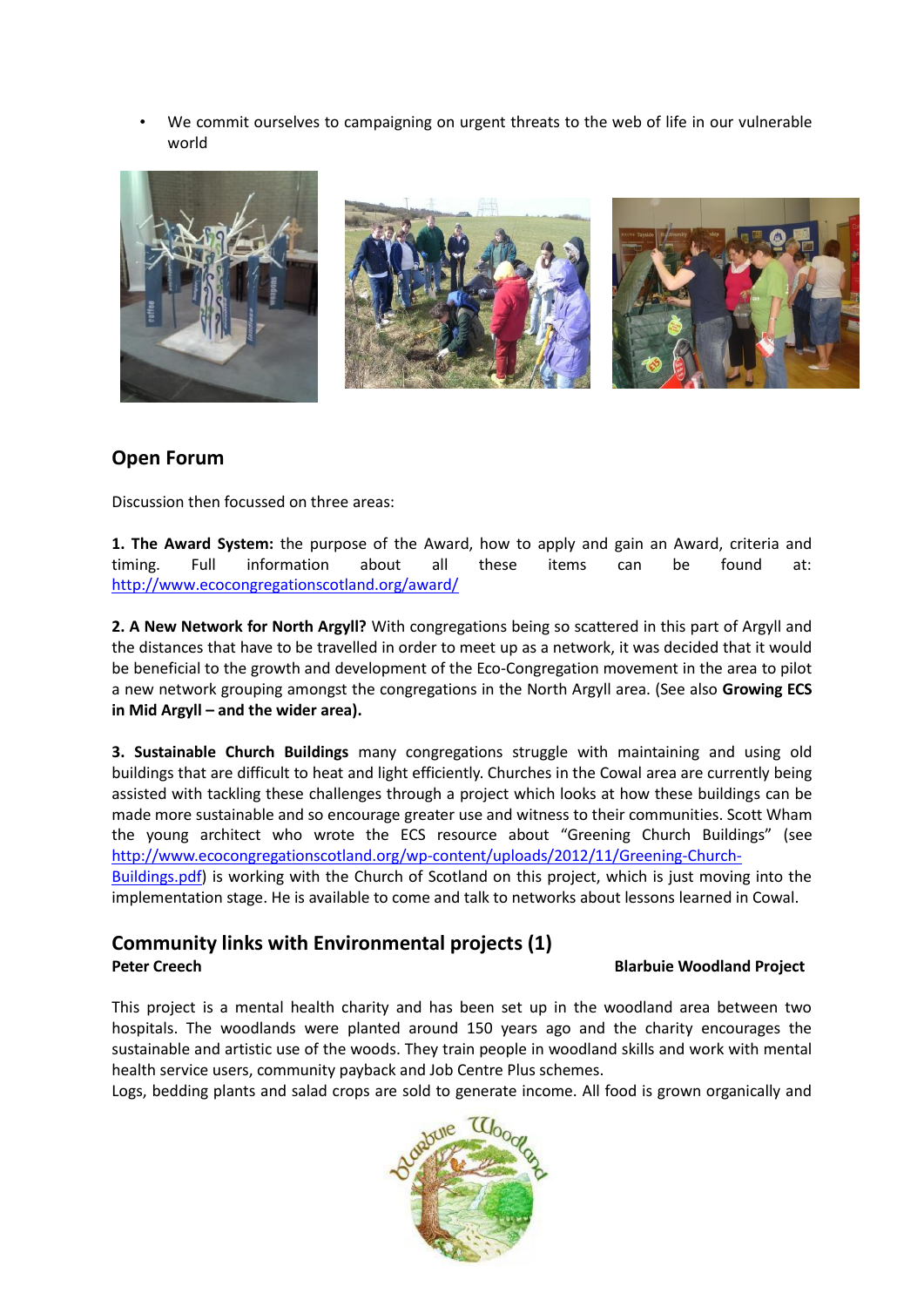- We commit ourselves to campaigning on urgent threats to the web of life in our vulnerable world

## Open Forum

Discussion then focussed on three areas:

**1. The Award System:** the purpose of the Award, how to apply and gain an Award, criteria and timing. Full information about all these items can be found at: http://www.ecocongregationscotland.org/award/

**2. A New Network for North Argyll?** With congregations being so scattered in this part of Argyll and the distances that have to be travelled in order to meet up as a network, it was decided that it would be beneficial to the growth and development of the Eco-Congregation movement in the area to pilot a new network grouping amongst the congregations in the North Argyll area. (See also **Growing ECS in Mid Argyll – and the wider area).**

**3. Sustainable Church Buildings** many congregations struggle with maintaining and using old buildings that are difficult to heat and light efficiently. Churches in the Cowal area are currently being assisted with tackling these challenges through a project which looks at how these buildings can be made more sustainable and so encourage greater use and witness to their communities. Scott Wham the young architect who wrote the ECS resource about "Greening Church Buildings" (see http://www.ecocongregationscotland.org/wp-content/uploads/2012/11/Greening-Church-Buildings.pdf) is working with the Church of Scotland on this project, which is just moving into the implementation stage. He is available to come and talk to networks about lessons learned in Cowal.

## Community links with Environmental projects (1)

**Peter Creech** — **Blarbuie Woodland Project**

This project is a mental health charity and has been set up in the woodland area between two hospitals. The woodlands were planted around 150 years ago and the charity encourages the sustainable and artistic use of the woods. They train people in woodland skills and work with mental health service users, community payback and Job Centre Plus schemes.
Logs, bedding plants and salad crops are sold to generate income. All food is grown organically and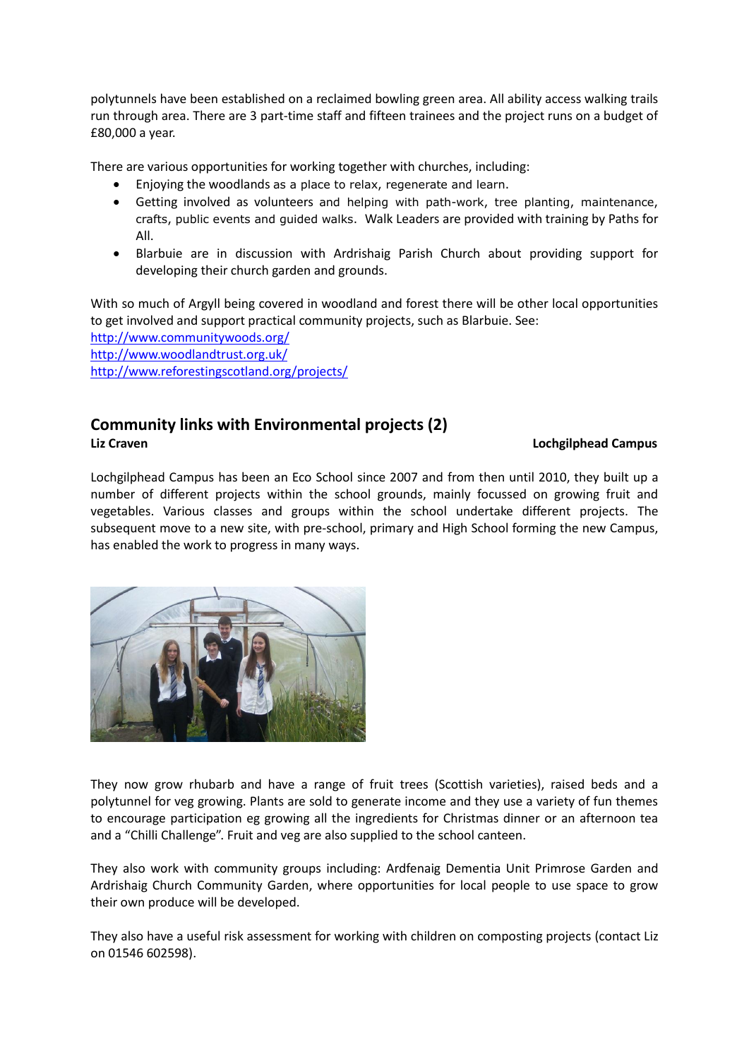polytunnels have been established on a reclaimed bowling green area. All ability access walking trails run through area. There are 3 part-time staff and fifteen trainees and the project runs on a budget of £80,000 a year.

There are various opportunities for working together with churches, including:

- Enjoying the woodlands as a place to relax, regenerate and learn.
- Getting involved as volunteers and helping with path-work, tree planting, maintenance, crafts, public events and guided walks. Walk Leaders are provided with training by Paths for All.
- Blarbuie are in discussion with Ardrishaig Parish Church about providing support for developing their church garden and grounds.

With so much of Argyll being covered in woodland and forest there will be other local opportunities to get involved and support practical community projects, such as Blarbuie. See:
http://www.communitywoods.org/
http://www.woodlandtrust.org.uk/
http://www.reforestingscotland.org/projects/

## Community links with Environmental projects (2)

**Liz Craven** **Lochgilphead Campus**

Lochgilphead Campus has been an Eco School since 2007 and from then until 2010, they built up a number of different projects within the school grounds, mainly focussed on growing fruit and vegetables. Various classes and groups within the school undertake different projects. The subsequent move to a new site, with pre-school, primary and High School forming the new Campus, has enabled the work to progress in many ways.

They now grow rhubarb and have a range of fruit trees (Scottish varieties), raised beds and a polytunnel for veg growing. Plants are sold to generate income and they use a variety of fun themes to encourage participation eg growing all the ingredients for Christmas dinner or an afternoon tea and a "Chilli Challenge". Fruit and veg are also supplied to the school canteen.

They also work with community groups including: Ardfenaig Dementia Unit Primrose Garden and Ardrishaig Church Community Garden, where opportunities for local people to use space to grow their own produce will be developed.

They also have a useful risk assessment for working with children on composting projects (contact Liz on 01546 602598).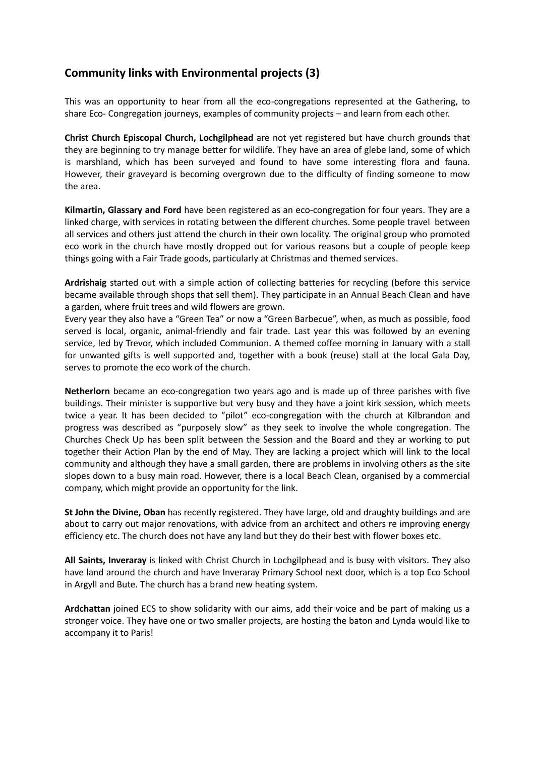## Community links with Environmental projects (3)

This was an opportunity to hear from all the eco-congregations represented at the Gathering, to share Eco- Congregation journeys, examples of community projects – and learn from each other.

**Christ Church Episcopal Church, Lochgilphead** are not yet registered but have church grounds that they are beginning to try manage better for wildlife. They have an area of glebe land, some of which is marshland, which has been surveyed and found to have some interesting flora and fauna. However, their graveyard is becoming overgrown due to the difficulty of finding someone to mow the area.

**Kilmartin, Glassary and Ford** have been registered as an eco-congregation for four years. They are a linked charge, with services in rotating between the different churches. Some people travel between all services and others just attend the church in their own locality. The original group who promoted eco work in the church have mostly dropped out for various reasons but a couple of people keep things going with a Fair Trade goods, particularly at Christmas and themed services.

**Ardrishaig** started out with a simple action of collecting batteries for recycling (before this service became available through shops that sell them). They participate in an Annual Beach Clean and have a garden, where fruit trees and wild flowers are grown.

Every year they also have a "Green Tea" or now a "Green Barbecue", when, as much as possible, food served is local, organic, animal-friendly and fair trade. Last year this was followed by an evening service, led by Trevor, which included Communion. A themed coffee morning in January with a stall for unwanted gifts is well supported and, together with a book (reuse) stall at the local Gala Day, serves to promote the eco work of the church.

**Netherlorn** became an eco-congregation two years ago and is made up of three parishes with five buildings. Their minister is supportive but very busy and they have a joint kirk session, which meets twice a year. It has been decided to "pilot" eco-congregation with the church at Kilbrandon and progress was described as "purposely slow" as they seek to involve the whole congregation. The Churches Check Up has been split between the Session and the Board and they ar working to put together their Action Plan by the end of May. They are lacking a project which will link to the local community and although they have a small garden, there are problems in involving others as the site slopes down to a busy main road. However, there is a local Beach Clean, organised by a commercial company, which might provide an opportunity for the link.

**St John the Divine, Oban** has recently registered. They have large, old and draughty buildings and are about to carry out major renovations, with advice from an architect and others re improving energy efficiency etc. The church does not have any land but they do their best with flower boxes etc.

**All Saints, Inveraray** is linked with Christ Church in Lochgilphead and is busy with visitors. They also have land around the church and have Inveraray Primary School next door, which is a top Eco School in Argyll and Bute. The church has a brand new heating system.

**Ardchattan** joined ECS to show solidarity with our aims, add their voice and be part of making us a stronger voice. They have one or two smaller projects, are hosting the baton and Lynda would like to accompany it to Paris!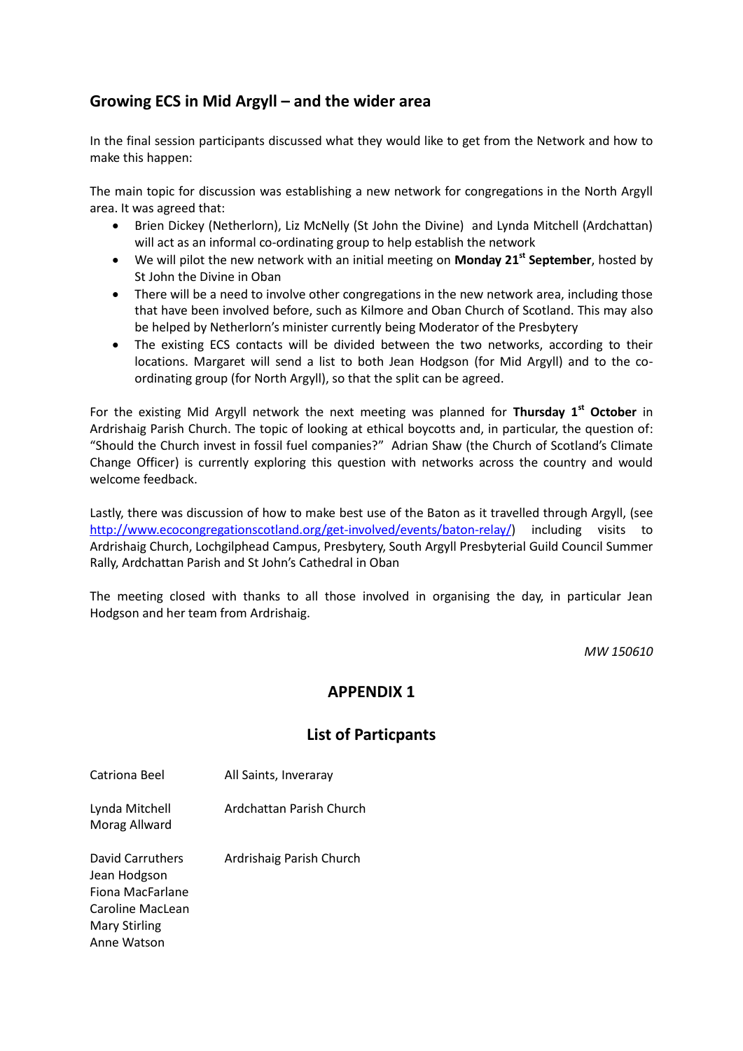## Growing ECS in Mid Argyll – and the wider area

In the final session participants discussed what they would like to get from the Network and how to make this happen:

The main topic for discussion was establishing a new network for congregations in the North Argyll area. It was agreed that:

- Brien Dickey (Netherlorn), Liz McNelly (St John the Divine) and Lynda Mitchell (Ardchattan) will act as an informal co-ordinating group to help establish the network
- We will pilot the new network with an initial meeting on **Monday 21st September**, hosted by St John the Divine in Oban
- There will be a need to involve other congregations in the new network area, including those that have been involved before, such as Kilmore and Oban Church of Scotland. This may also be helped by Netherlorn's minister currently being Moderator of the Presbytery
- The existing ECS contacts will be divided between the two networks, according to their locations. Margaret will send a list to both Jean Hodgson (for Mid Argyll) and to the co-ordinating group (for North Argyll), so that the split can be agreed.

For the existing Mid Argyll network the next meeting was planned for **Thursday 1st October** in Ardrishaig Parish Church. The topic of looking at ethical boycotts and, in particular, the question of: "Should the Church invest in fossil fuel companies?" Adrian Shaw (the Church of Scotland's Climate Change Officer) is currently exploring this question with networks across the country and would welcome feedback.

Lastly, there was discussion of how to make best use of the Baton as it travelled through Argyll, (see http://www.ecocongregationscotland.org/get-involved/events/baton-relay/) including visits to Ardrishaig Church, Lochgilphead Campus, Presbytery, South Argyll Presbyterial Guild Council Summer Rally, Ardchattan Parish and St John's Cathedral in Oban

The meeting closed with thanks to all those involved in organising the day, in particular Jean Hodgson and her team from Ardrishaig.

*MW 150610*

## APPENDIX 1

## List of Particpants

| | |
|---|---|
| Catriona Beel | All Saints, Inveraray |
| Lynda Mitchell<br>Morag Allward | Ardchattan Parish Church |
| David Carruthers<br>Jean Hodgson<br>Fiona MacFarlane<br>Caroline MacLean<br>Mary Stirling<br>Anne Watson | Ardrishaig Parish Church |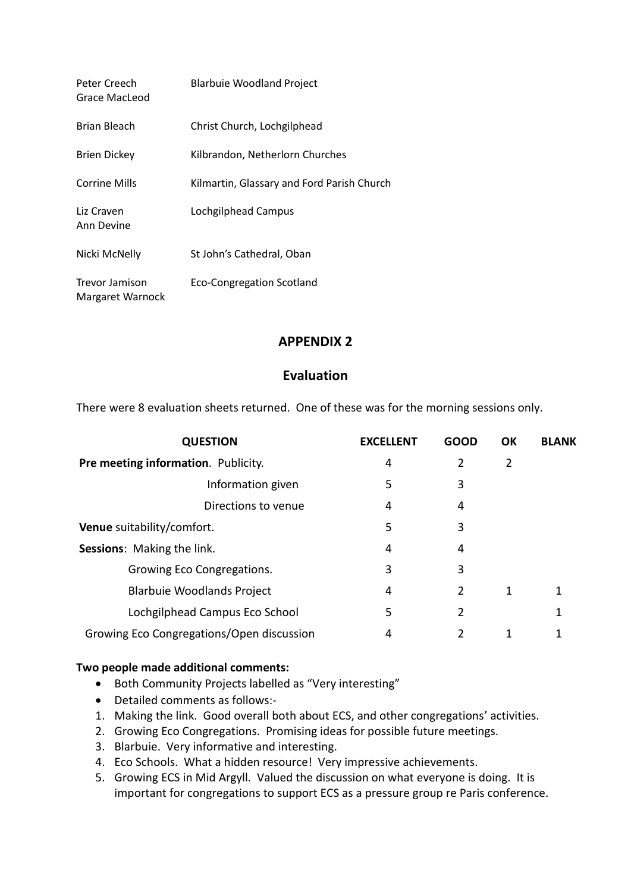| | |
|---|---|
| Peter Creech<br>Grace MacLeod | Blarbuie Woodland Project |
| Brian Bleach | Christ Church, Lochgilphead |
| Brien Dickey | Kilbrandon, Netherlorn Churches |
| Corrine Mills | Kilmartin, Glassary and Ford Parish Church |
| Liz Craven<br>Ann Devine | Lochgilphead Campus |
| Nicki McNelly | St John's Cathedral, Oban |
| Trevor Jamison<br>Margaret Warnock | Eco-Congregation Scotland |

## APPENDIX 2

## Evaluation

There were 8 evaluation sheets returned. One of these was for the morning sessions only.

| QUESTION | EXCELLENT | GOOD | OK | BLANK |
|---|---|---|---|---|
| **Pre meeting information**. Publicity. | 4 | 2 | 2 | |
| Information given | 5 | 3 | | |
| Directions to venue | 4 | 4 | | |
| **Venue** suitability/comfort. | 5 | 3 | | |
| **Sessions**: Making the link. | 4 | 4 | | |
| Growing Eco Congregations. | 3 | 3 | | |
| Blarbuie Woodlands Project | 4 | 2 | 1 | 1 |
| Lochgilphead Campus Eco School | 5 | 2 | | 1 |
| Growing Eco Congregations/Open discussion | 4 | 2 | 1 | 1 |

**Two people made additional comments:**

- Both Community Projects labelled as "Very interesting"
- Detailed comments as follows:-

1. Making the link. Good overall both about ECS, and other congregations' activities.
2. Growing Eco Congregations. Promising ideas for possible future meetings.
3. Blarbuie. Very informative and interesting.
4. Eco Schools. What a hidden resource! Very impressive achievements.
5. Growing ECS in Mid Argyll. Valued the discussion on what everyone is doing. It is important for congregations to support ECS as a pressure group re Paris conference.